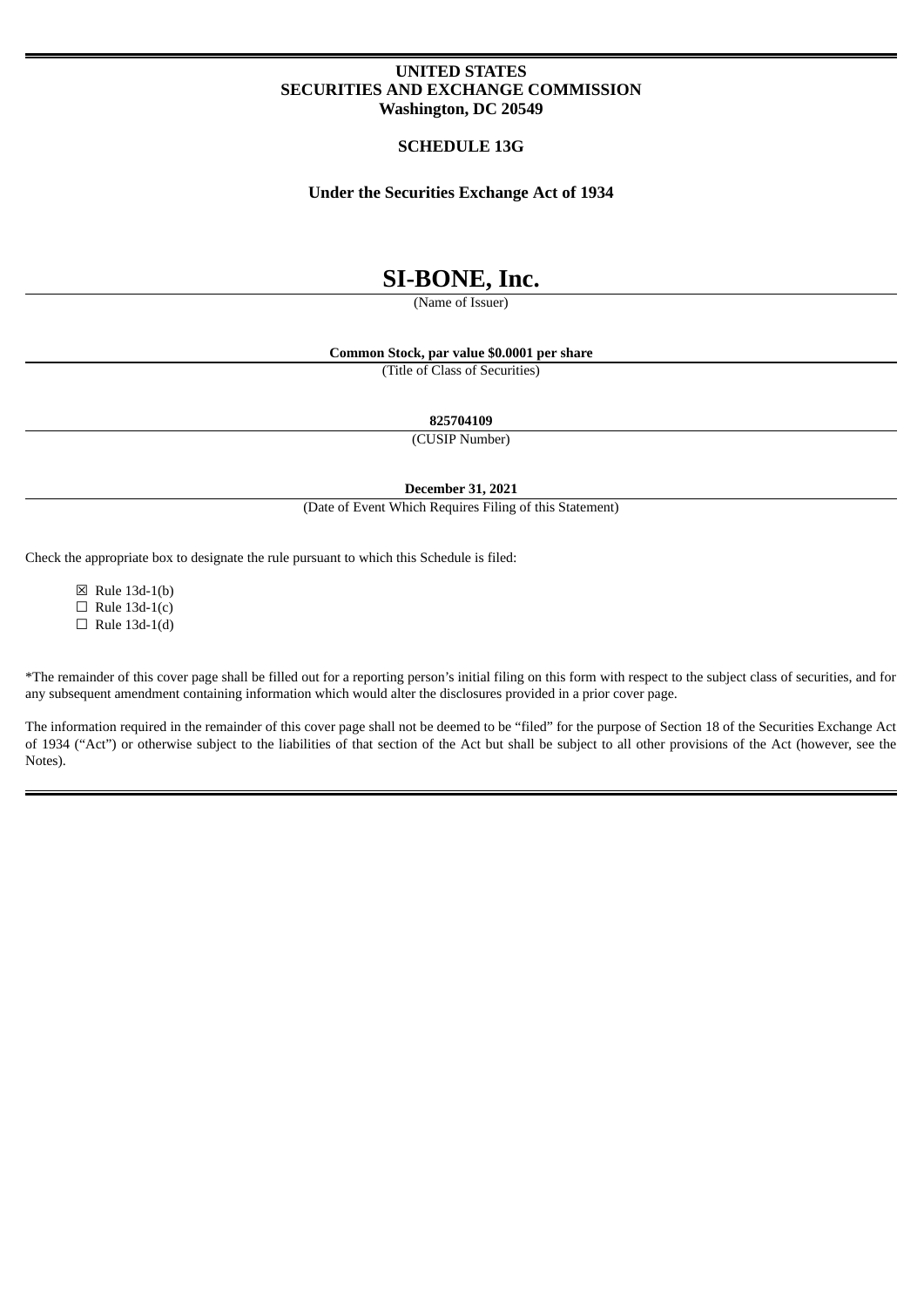**UNITED STATES**
**SECURITIES AND EXCHANGE COMMISSION**
**Washington, DC 20549**

**SCHEDULE 13G**

**Under the Securities Exchange Act of 1934**

# SI-BONE, Inc.

(Name of Issuer)

**Common Stock, par value $0.0001 per share**

(Title of Class of Securities)

**825704109**

(CUSIP Number)

**December 31, 2021**

(Date of Event Which Requires Filing of this Statement)

Check the appropriate box to designate the rule pursuant to which this Schedule is filed:

☒ Rule 13d-1(b)
☐ Rule 13d-1(c)
☐ Rule 13d-1(d)

*The remainder of this cover page shall be filled out for a reporting person's initial filing on this form with respect to the subject class of securities, and for any subsequent amendment containing information which would alter the disclosures provided in a prior cover page.

The information required in the remainder of this cover page shall not be deemed to be "filed" for the purpose of Section 18 of the Securities Exchange Act of 1934 ("Act") or otherwise subject to the liabilities of that section of the Act but shall be subject to all other provisions of the Act (however, see the Notes).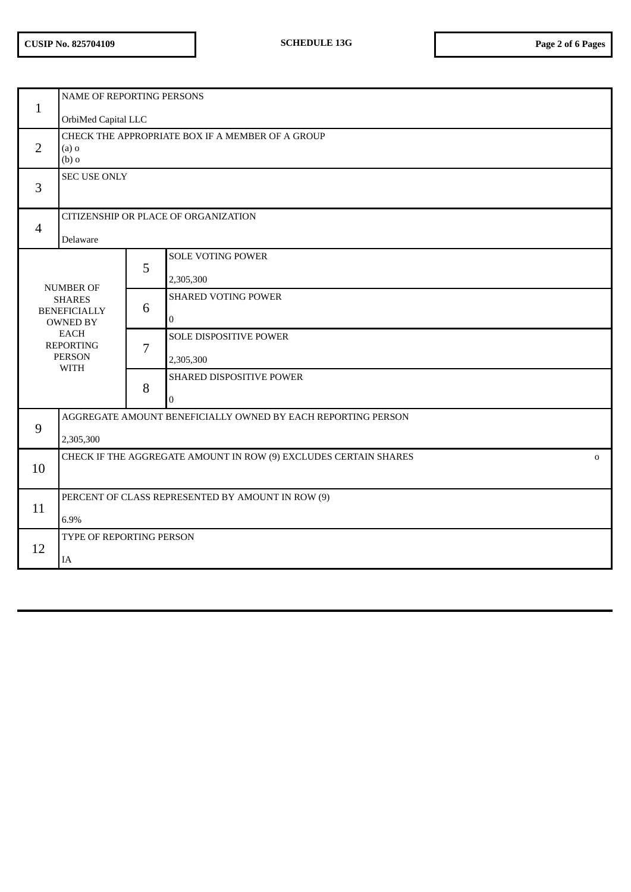CUSIP No. 825704109 | SCHEDULE 13G

| | | | |
|---|---|---|---|
| 1 | NAME OF REPORTING PERSONS<br>OrbiMed Capital LLC | | |
| 2 | CHECK THE APPROPRIATE BOX IF A MEMBER OF A GROUP<br>(a) o<br>(b) o | | |
| 3 | SEC USE ONLY | | |
| 4 | CITIZENSHIP OR PLACE OF ORGANIZATION<br>Delaware | | |
| NUMBER OF SHARES BENEFICIALLY OWNED BY EACH REPORTING PERSON WITH | | 5 | SOLE VOTING POWER<br>2,305,300 |
| | | 6 | SHARED VOTING POWER<br>0 |
| | | 7 | SOLE DISPOSITIVE POWER<br>2,305,300 |
| | | 8 | SHARED DISPOSITIVE POWER<br>0 |
| 9 | AGGREGATE AMOUNT BENEFICIALLY OWNED BY EACH REPORTING PERSON<br>2,305,300 | | |
| 10 | CHECK IF THE AGGREGATE AMOUNT IN ROW (9) EXCLUDES CERTAIN SHARES o | | |
| 11 | PERCENT OF CLASS REPRESENTED BY AMOUNT IN ROW (9)<br>6.9% | | |
| 12 | TYPE OF REPORTING PERSON<br>IA | | |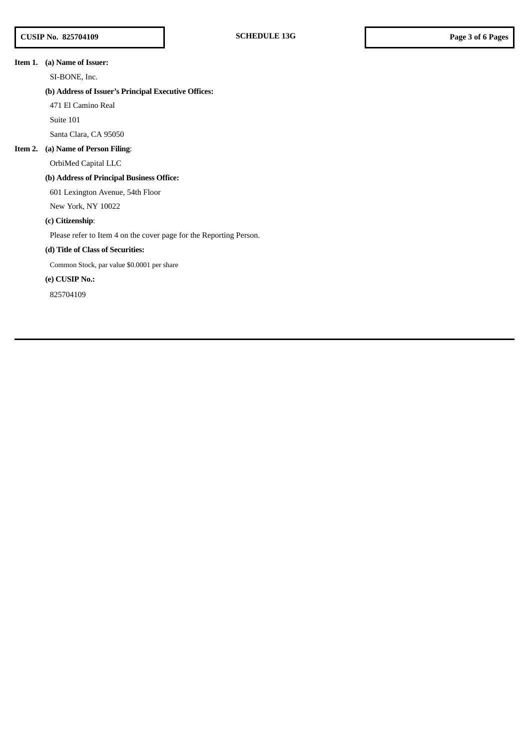**Item 1. (a) Name of Issuer:**

SI-BONE, Inc.

**(b) Address of Issuer's Principal Executive Offices:**

471 El Camino Real

Suite 101

Santa Clara, CA 95050

**Item 2. (a) Name of Person Filing**:

OrbiMed Capital LLC

**(b) Address of Principal Business Office:**

601 Lexington Avenue, 54th Floor

New York, NY 10022

**(c) Citizenship**:

Please refer to Item 4 on the cover page for the Reporting Person.

**(d) Title of Class of Securities:**

Common Stock, par value $0.0001 per share

**(e) CUSIP No.:**

825704109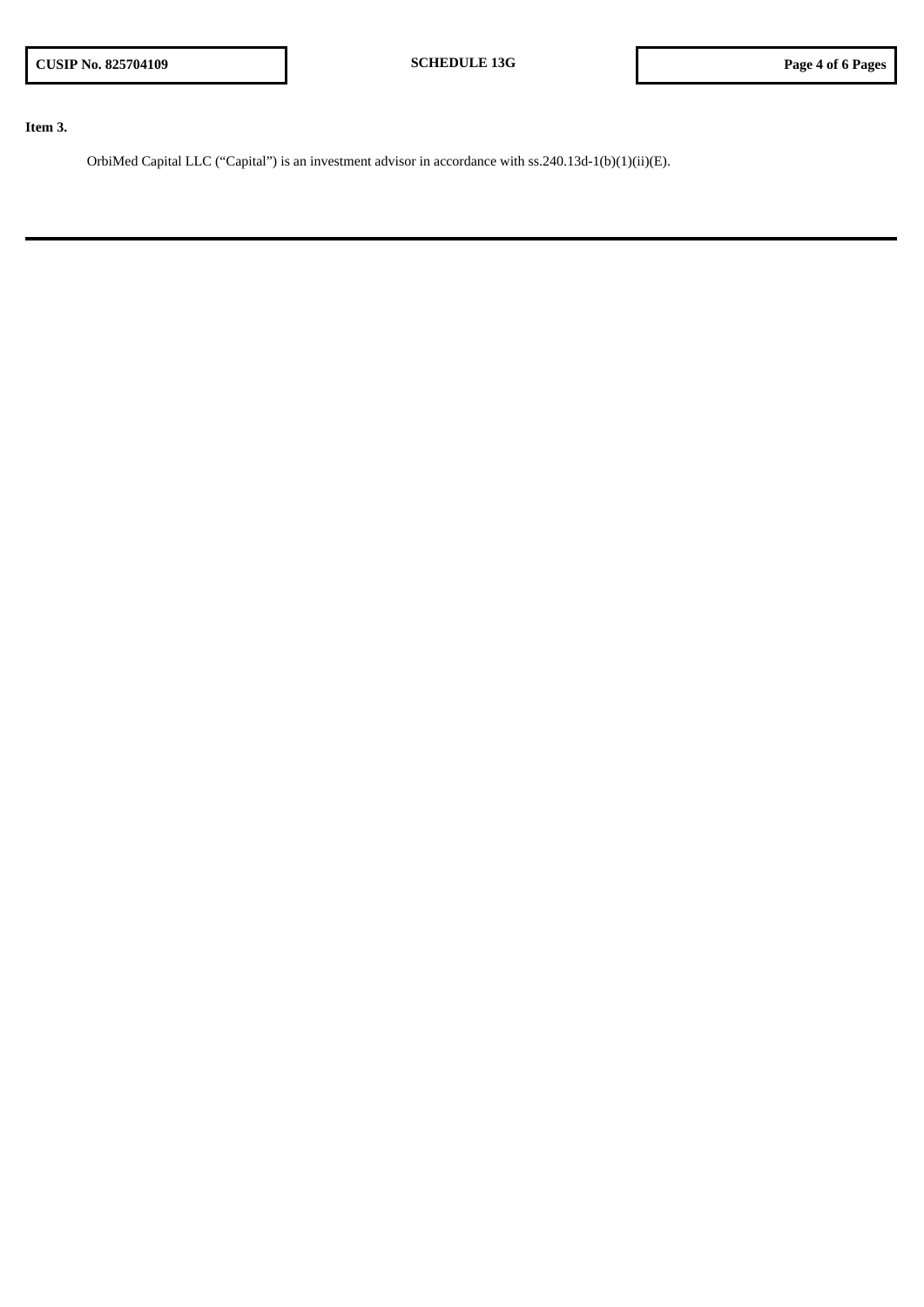**Item 3.**

OrbiMed Capital LLC (“Capital”) is an investment advisor in accordance with ss.240.13d-1(b)(1)(ii)(E).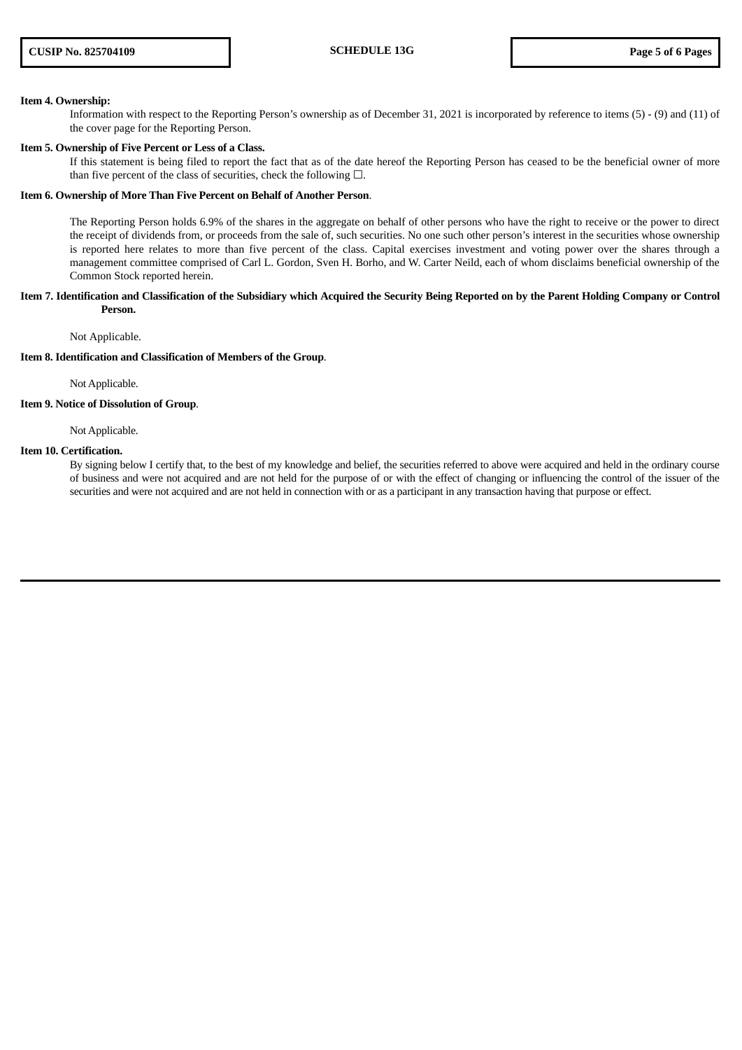**Item 4. Ownership:**

Information with respect to the Reporting Person's ownership as of December 31, 2021 is incorporated by reference to items (5) - (9) and (11) of the cover page for the Reporting Person.

**Item 5. Ownership of Five Percent or Less of a Class.**

If this statement is being filed to report the fact that as of the date hereof the Reporting Person has ceased to be the beneficial owner of more than five percent of the class of securities, check the following ☐.

**Item 6. Ownership of More Than Five Percent on Behalf of Another Person**.

The Reporting Person holds 6.9% of the shares in the aggregate on behalf of other persons who have the right to receive or the power to direct the receipt of dividends from, or proceeds from the sale of, such securities. No one such other person's interest in the securities whose ownership is reported here relates to more than five percent of the class. Capital exercises investment and voting power over the shares through a management committee comprised of Carl L. Gordon, Sven H. Borho, and W. Carter Neild, each of whom disclaims beneficial ownership of the Common Stock reported herein.

**Item 7. Identification and Classification of the Subsidiary which Acquired the Security Being Reported on by the Parent Holding Company or Control Person.**

Not Applicable.

**Item 8. Identification and Classification of Members of the Group**.

Not Applicable.

**Item 9. Notice of Dissolution of Group**.

Not Applicable.

**Item 10. Certification.**

By signing below I certify that, to the best of my knowledge and belief, the securities referred to above were acquired and held in the ordinary course of business and were not acquired and are not held for the purpose of or with the effect of changing or influencing the control of the issuer of the securities and were not acquired and are not held in connection with or as a participant in any transaction having that purpose or effect.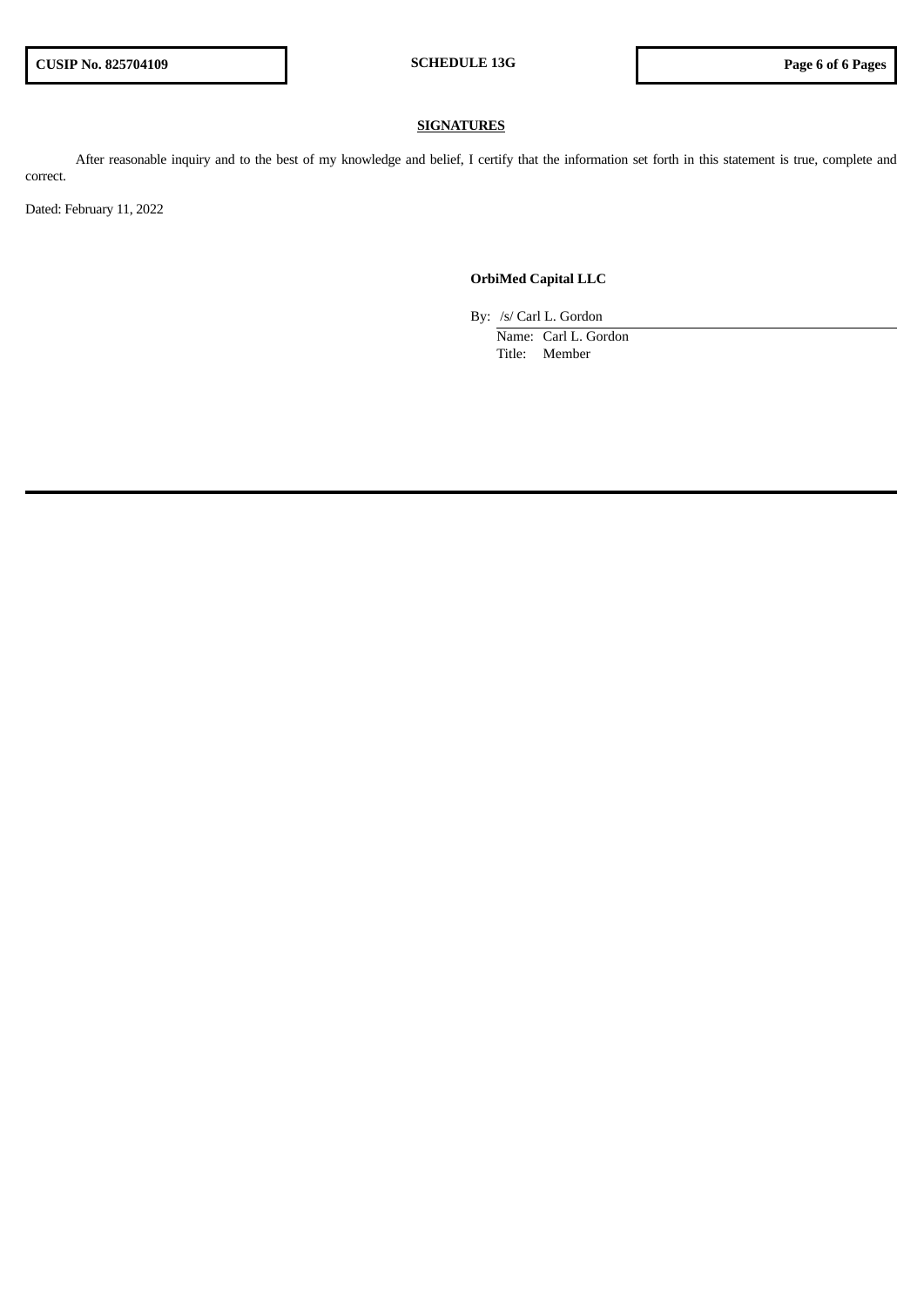## SIGNATURES

After reasonable inquiry and to the best of my knowledge and belief, I certify that the information set forth in this statement is true, complete and correct.

Dated: February 11, 2022

**OrbiMed Capital LLC**

By: /s/ Carl L. Gordon
Name: Carl L. Gordon
Title: Member